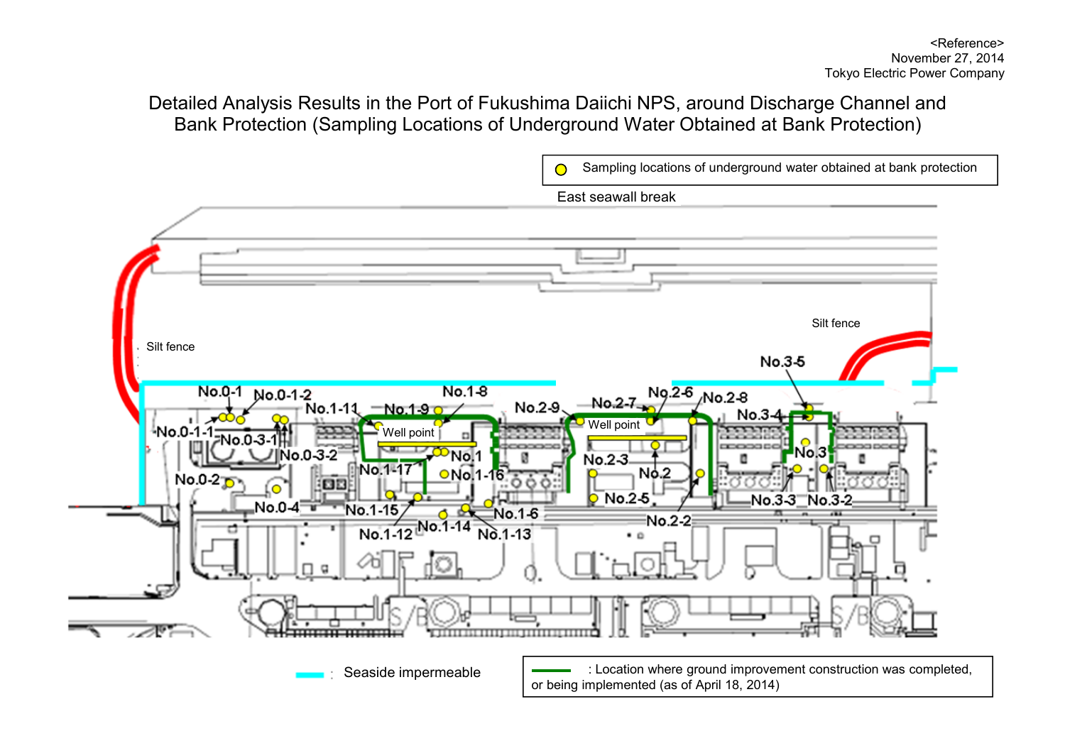<Reference>
November 27, 2014
Tokyo Electric Power Company

# Detailed Analysis Results in the Port of Fukushima Daiichi NPS, around Discharge Channel and Bank Protection (Sampling Locations of Underground Water Obtained at Bank Protection)

Sampling locations of underground water obtained at bank protection

East seawall break

Silt fence

Silt fence

No.0-1, No.0-1-2, No.0-1-1, No.0-3-1, No.0-3-2, No.0-2, No.0-4, No.1-11, No.1-9, No.1-8, Well point, No.1, No.1-17, No.1-16, No.1-15, No.1-12, No.1-14, No.1-13, No.1-6, No.2-9, No.2-7, No.2-6, No.2-8, Well point, No.2-3, No.2, No.2-5, No.2-2, No.3-5, No.3-4, No.3, No.3-3, No.3-2

: Seaside impermeable

: Location where ground improvement construction was completed, or being implemented (as of April 18, 2014)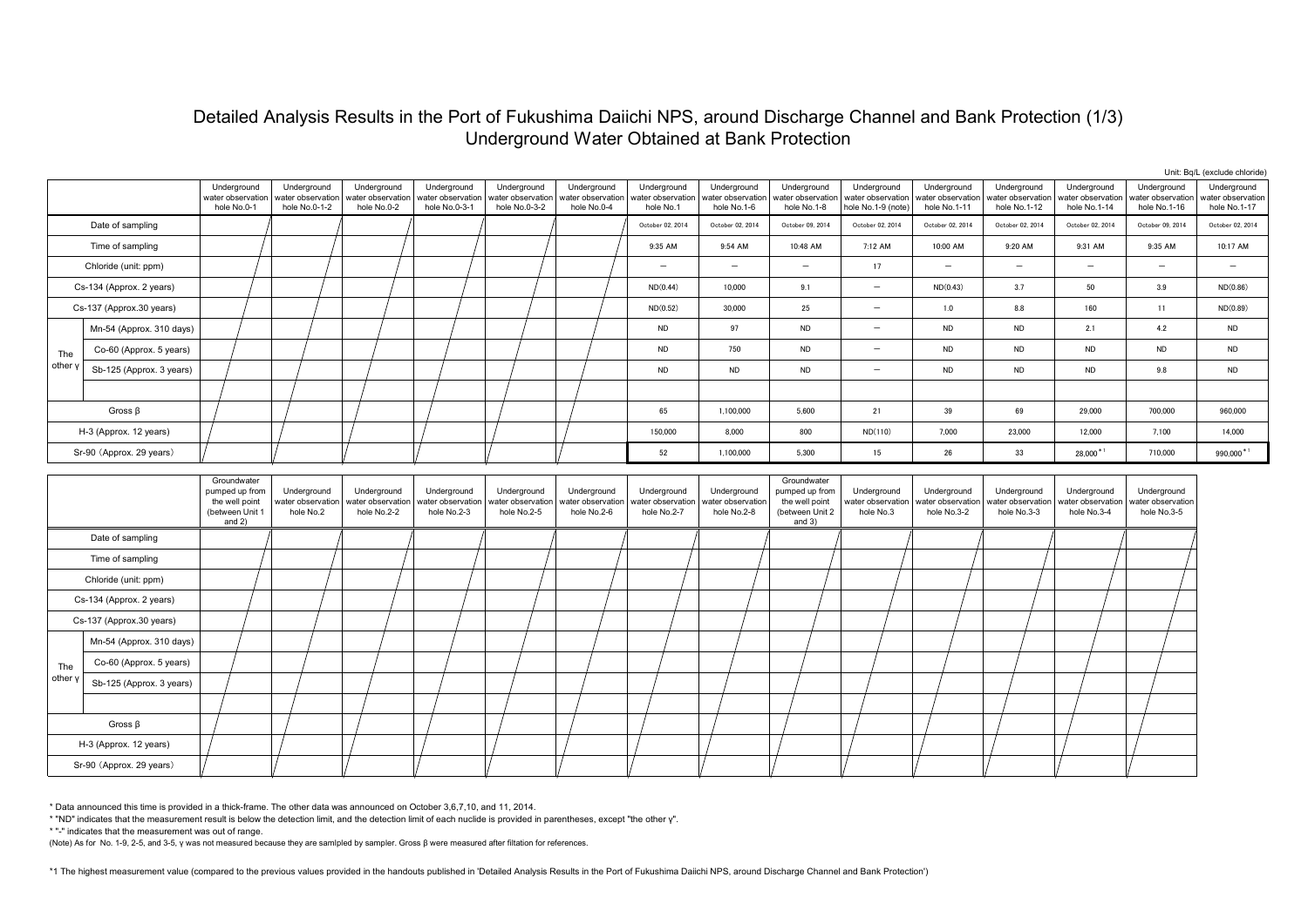# Detailed Analysis Results in the Port of Fukushima Daiichi NPS, around Discharge Channel and Bank Protection (1/3)

## Underground Water Obtained at Bank Protection

Unit: Bq/L (exclude chloride)

| | | Underground water observation hole No.0-1 | Underground water observation hole No.0-1-2 | Underground water observation hole No.0-2 | Underground water observation hole No.0-3-1 | Underground water observation hole No.0-3-2 | Underground water observation hole No.0-4 | Underground water observation hole No.1 | Underground water observation hole No.1-6 | Underground water observation hole No.1-8 | Underground water observation hole No.1-9 (note) | Underground water observation hole No.1-11 | Underground water observation hole No.1-12 | Underground water observation hole No.1-14 | Underground water observation hole No.1-16 | Underground water observation hole No.1-17 |
|---|---|---|---|---|---|---|---|---|---|---|---|---|---|---|---|---|
| Date of sampling | | | | | | | | October 02, 2014 | October 02, 2014 | October 09, 2014 | October 02, 2014 | October 02, 2014 | October 02, 2014 | October 02, 2014 | October 09, 2014 | October 02, 2014 |
| Time of sampling | | | | | | | | 9:35 AM | 9:54 AM | 10:48 AM | 7:12 AM | 10:00 AM | 9:20 AM | 9:31 AM | 9:35 AM | 10:17 AM |
| Chloride (unit: ppm) | | | | | | | | - | - | - | 17 | - | - | - | - | - |
| Cs-134 (Approx. 2 years) | | | | | | | | ND(0.44) | 10,000 | 9.1 | - | ND(0.43) | 3.7 | 50 | 3.9 | ND(0.86) |
| Cs-137 (Approx.30 years) | | | | | | | | ND(0.52) | 30,000 | 25 | - | 1.0 | 8.8 | 160 | 11 | ND(0.89) |
| The other γ | Mn-54 (Approx. 310 days) | | | | | | | ND | 97 | ND | - | ND | ND | 2.1 | 4.2 | ND |
| | Co-60 (Approx. 5 years) | | | | | | | ND | 750 | ND | - | ND | ND | ND | ND | ND |
| | Sb-125 (Approx. 3 years) | | | | | | | ND | ND | ND | - | ND | ND | ND | 9.8 | ND |
| | | | | | | | | | | | | | | | | |
| Gross β | | | | | | | | 65 | 1,100,000 | 5,600 | 21 | 39 | 69 | 29,000 | 700,000 | 960,000 |
| H-3 (Approx. 12 years) | | | | | | | | 150,000 | 8,000 | 800 | ND(110) | 7,000 | 23,000 | 12,000 | 7,100 | 14,000 |
| Sr-90 (Approx. 29 years) | | | | | | | | 52 | 1,100,000 | 5,300 | 15 | 26 | 33 | 28,000 *1 | 710,000 | 990,000 *1 |

| | | Groundwater pumped up from the well point (between Unit 1 and 2) | Underground water observation hole No.2 | Underground water observation hole No.2-2 | Underground water observation hole No.2-3 | Underground water observation hole No.2-5 | Underground water observation hole No.2-6 | Underground water observation hole No.2-7 | Underground water observation hole No.2-8 | Groundwater pumped up from the well point (between Unit 2 and 3) | Underground water observation hole No.3 | Underground water observation hole No.3-2 | Underground water observation hole No.3-3 | Underground water observation hole No.3-4 | Underground water observation hole No.3-5 |
|---|---|---|---|---|---|---|---|---|---|---|---|---|---|---|---|
| Date of sampling | | | | | | | | | | | | | | | |
| Time of sampling | | | | | | | | | | | | | | | |
| Chloride (unit: ppm) | | | | | | | | | | | | | | | |
| Cs-134 (Approx. 2 years) | | | | | | | | | | | | | | | |
| Cs-137 (Approx.30 years) | | | | | | | | | | | | | | | |
| The other γ | Mn-54 (Approx. 310 days) | | | | | | | | | | | | | | |
| | Co-60 (Approx. 5 years) | | | | | | | | | | | | | | |
| | Sb-125 (Approx. 3 years) | | | | | | | | | | | | | | |
| | | | | | | | | | | | | | | | |
| Gross β | | | | | | | | | | | | | | | |
| H-3 (Approx. 12 years) | | | | | | | | | | | | | | | |
| Sr-90 (Approx. 29 years) | | | | | | | | | | | | | | | |

* Data announced this time is provided in a thick-frame. The other data was announced on October 3,6,7,10, and 11, 2014.

* "ND" indicates that the measurement result is below the detection limit, and the detection limit of each nuclide is provided in parentheses, except "the other γ".

* "-" indicates that the measurement was out of range.

(Note) As for No. 1-9, 2-5, and 3-5, γ was not measured because they are samlpled by sampler. Gross β were measured after filtation for references.

*1 The highest measurement value (compared to the previous values provided in the handouts published in 'Detailed Analysis Results in the Port of Fukushima Daiichi NPS, around Discharge Channel and Bank Protection')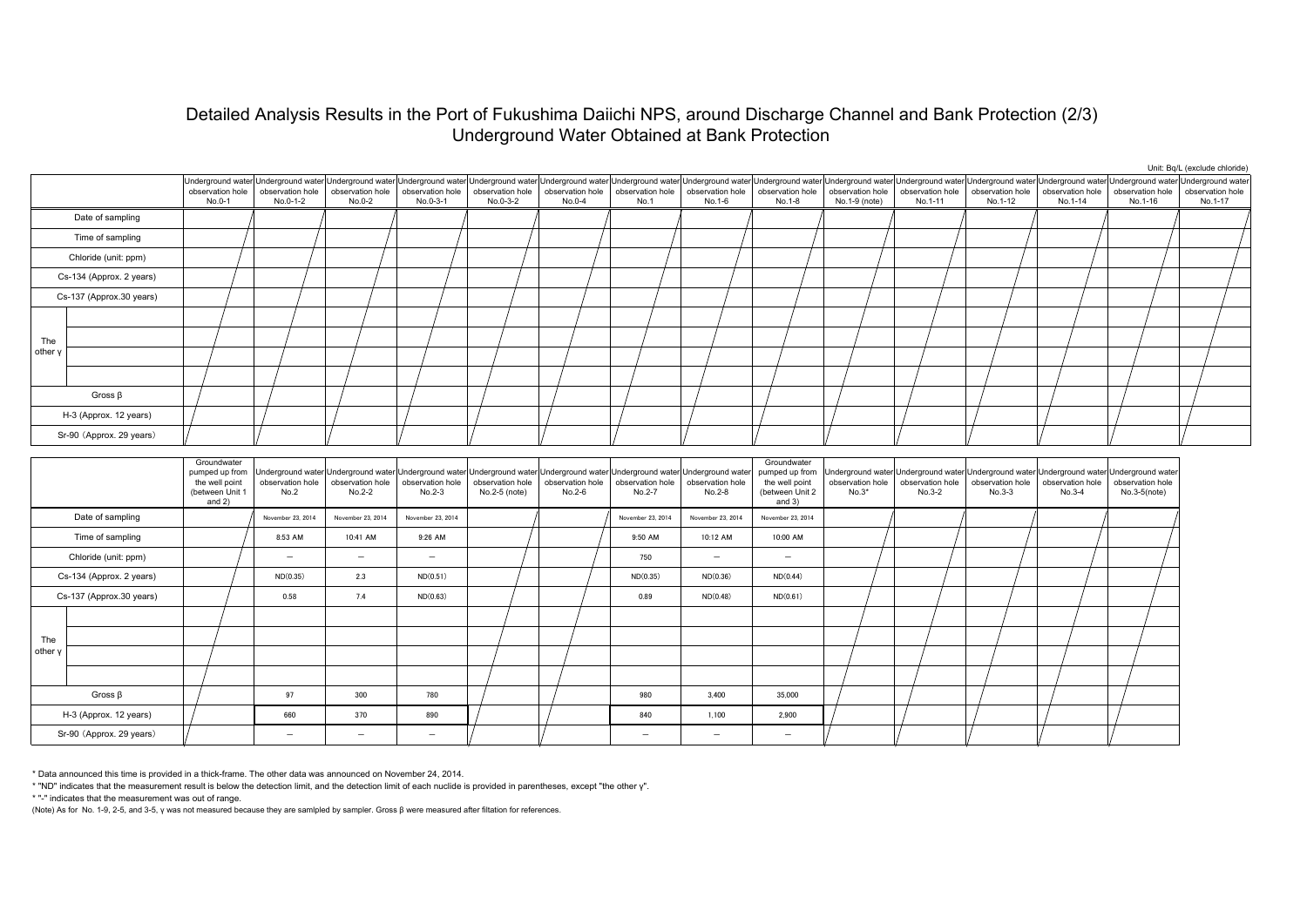# Detailed Analysis Results in the Port of Fukushima Daiichi NPS, around Discharge Channel and Bank Protection (2/3)

## Underground Water Obtained at Bank Protection

Unit: Bq/L (exclude chloride)

| | | Underground water observation hole No.0-1 | Underground water observation hole No.0-1-2 | Underground water observation hole No.0-2 | Underground water observation hole No.0-3-1 | Underground water observation hole No.0-3-2 | Underground water observation hole No.0-4 | Underground water observation hole No.1 | Underground water observation hole No.1-6 | Underground water observation hole No.1-8 | Underground water observation hole No.1-9 (note) | Underground water observation hole No.1-11 | Underground water observation hole No.1-12 | Underground water observation hole No.1-14 | Underground water observation hole No.1-16 | Underground water observation hole No.1-17 |
|---|---|---|---|---|---|---|---|---|---|---|---|---|---|---|---|---|
| Date of sampling | | | | | | | | | | | | | | | | |
| Time of sampling | | | | | | | | | | | | | | | | |
| Chloride (unit: ppm) | | | | | | | | | | | | | | | | |
| Cs-134 (Approx. 2 years) | | | | | | | | | | | | | | | | |
| Cs-137 (Approx.30 years) | | | | | | | | | | | | | | | | |
| The other γ | | | | | | | | | | | | | | | | |
| | | | | | | | | | | | | | | | | |
| | | | | | | | | | | | | | | | | |
| | | | | | | | | | | | | | | | | |
| Gross β | | | | | | | | | | | | | | | | |
| H-3 (Approx. 12 years) | | | | | | | | | | | | | | | | |
| Sr-90 (Approx. 29 years) | | | | | | | | | | | | | | | | |

| | | Groundwater pumped up from the well point (between Unit 1 and 2) | Underground water observation hole No.2 | Underground water observation hole No.2-2 | Underground water observation hole No.2-3 | Underground water observation hole No.2-5 (note) | Underground water observation hole No.2-6 | Underground water observation hole No.2-7 | Underground water observation hole No.2-8 | Groundwater pumped up from the well point (between Unit 2 and 3) | Underground water observation hole No.3* | Underground water observation hole No.3-2 | Underground water observation hole No.3-3 | Underground water observation hole No.3-4 | Underground water observation hole No.3-5(note) |
|---|---|---|---|---|---|---|---|---|---|---|---|---|---|---|---|
| Date of sampling | | | November 23, 2014 | November 23, 2014 | November 23, 2014 | | | November 23, 2014 | November 23, 2014 | November 23, 2014 | | | | | |
| Time of sampling | | | 8:53 AM | 10:41 AM | 9:26 AM | | | 9:50 AM | 10:12 AM | 10:00 AM | | | | | |
| Chloride (unit: ppm) | | | – | – | – | | | 750 | – | – | | | | | |
| Cs-134 (Approx. 2 years) | | | ND(0.35) | 2.3 | ND(0.51) | | | ND(0.35) | ND(0.36) | ND(0.44) | | | | | |
| Cs-137 (Approx.30 years) | | | 0.58 | 7.4 | ND(0.63) | | | 0.89 | ND(0.48) | ND(0.61) | | | | | |
| The other γ | | | | | | | | | | | | | | | |
| | | | | | | | | | | | | | | | |
| | | | | | | | | | | | | | | | |
| | | | | | | | | | | | | | | | |
| Gross β | | | 97 | 300 | 780 | | | 980 | 3,400 | 35,000 | | | | | |
| H-3 (Approx. 12 years) | | | 660 | 370 | 890 | | | 840 | 1,100 | 2,900 | | | | | |
| Sr-90 (Approx. 29 years) | | | – | – | – | | | – | – | – | | | | | |

\* Data announced this time is provided in a thick-frame. The other data was announced on November 24, 2014.

\* "ND" indicates that the measurement result is below the detection limit, and the detection limit of each nuclide is provided in parentheses, except "the other γ".

\* "-" indicates that the measurement was out of range.

(Note) As for No. 1-9, 2-5, and 3-5, γ was not measured because they are samlpled by sampler. Gross β were measured after filtation for references.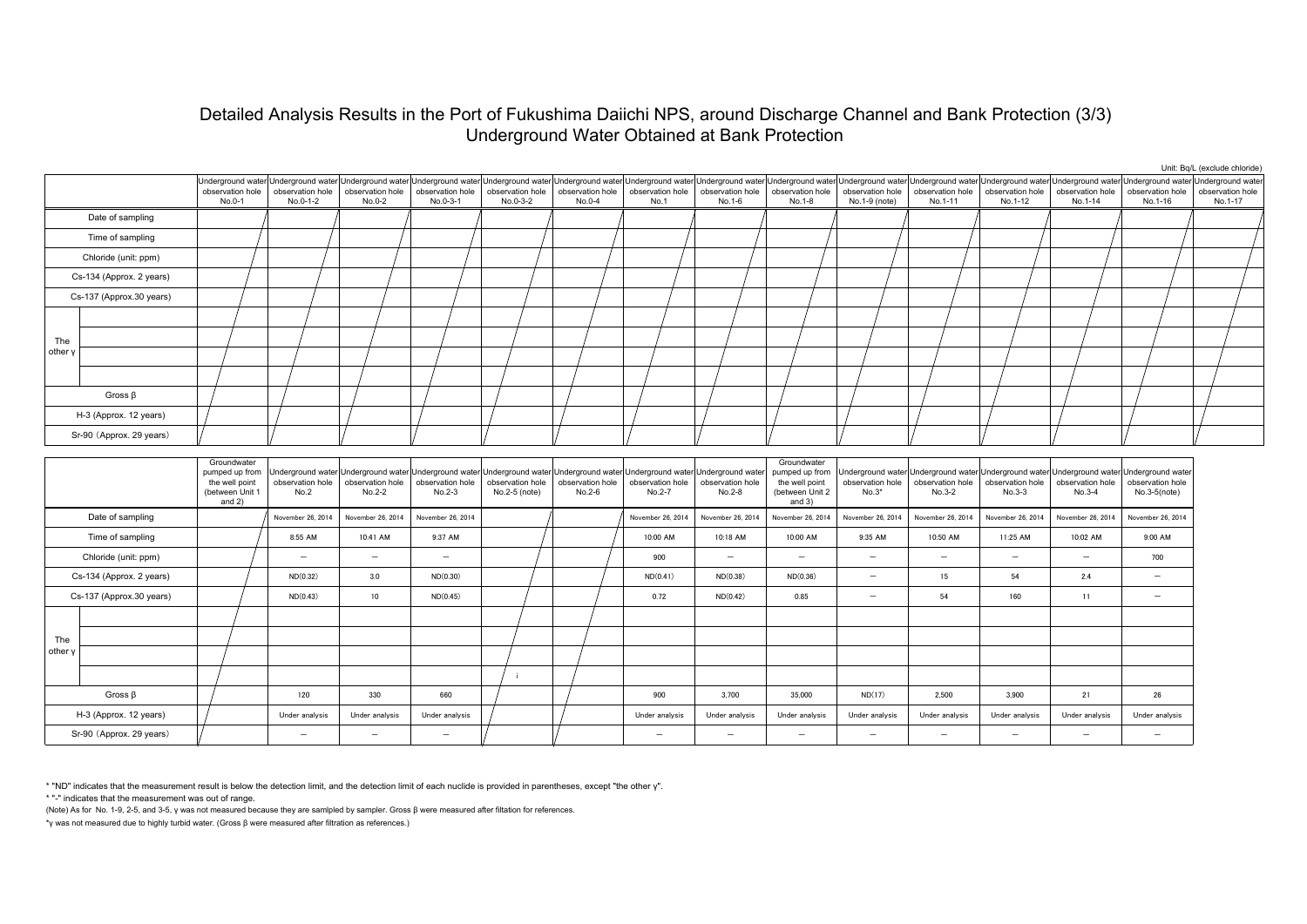# Detailed Analysis Results in the Port of Fukushima Daiichi NPS, around Discharge Channel and Bank Protection (3/3)

## Underground Water Obtained at Bank Protection

Unit: Bq/L (exclude chloride)

| | | Underground water observation hole No.0-1 | Underground water observation hole No.0-1-2 | Underground water observation hole No.0-2 | Underground water observation hole No.0-3-1 | Underground water observation hole No.0-3-2 | Underground water observation hole No.0-4 | Underground water observation hole No.1 | Underground water observation hole No.1-6 | Underground water observation hole No.1-8 | Underground water observation hole No.1-9 (note) | Underground water observation hole No.1-11 | Underground water observation hole No.1-12 | Underground water observation hole No.1-14 | Underground water observation hole No.1-16 | Underground water observation hole No.1-17 |
|---|---|---|---|---|---|---|---|---|---|---|---|---|---|---|---|---|
| Date of sampling | | | | | | | | | | | | | | | | |
| Time of sampling | | | | | | | | | | | | | | | | |
| Chloride (unit: ppm) | | | | | | | | | | | | | | | | |
| Cs-134 (Approx. 2 years) | | | | | | | | | | | | | | | | |
| Cs-137 (Approx.30 years) | | | | | | | | | | | | | | | | |
| The other γ | | | | | | | | | | | | | | | | |
| | | | | | | | | | | | | | | | | |
| | | | | | | | | | | | | | | | | |
| | | | | | | | | | | | | | | | | |
| Gross β | | | | | | | | | | | | | | | | |
| H-3 (Approx. 12 years) | | | | | | | | | | | | | | | | |
| Sr-90 (Approx. 29 years) | | | | | | | | | | | | | | | | |

| | | Groundwater pumped up from the well point (between Unit 1 and 2) | Underground water observation hole No.2 | Underground water observation hole No.2-2 | Underground water observation hole No.2-3 | Underground water observation hole No.2-5 (note) | Underground water observation hole No.2-6 | Underground water observation hole No.2-7 | Underground water observation hole No.2-8 | Groundwater pumped up from the well point (between Unit 2 and 3) | Underground water observation hole No.3* | Underground water observation hole No.3-2 | Underground water observation hole No.3-3 | Underground water observation hole No.3-4 | Underground water observation hole No.3-5(note) |
|---|---|---|---|---|---|---|---|---|---|---|---|---|---|---|---|
| Date of sampling | | | November 26, 2014 | November 26, 2014 | November 26, 2014 | | | November 26, 2014 | November 26, 2014 | November 26, 2014 | November 26, 2014 | November 26, 2014 | November 26, 2014 | November 26, 2014 | November 26, 2014 |
| Time of sampling | | | 8:55 AM | 10:41 AM | 9:37 AM | | | 10:00 AM | 10:18 AM | 10:00 AM | 9:35 AM | 10:50 AM | 11:25 AM | 10:02 AM | 9:00 AM |
| Chloride (unit: ppm) | | | − | − | − | | | 900 | − | − | − | − | − | − | 700 |
| Cs-134 (Approx. 2 years) | | | ND(0.32) | 3.0 | ND(0.30) | | | ND(0.41) | ND(0.38) | ND(0.36) | − | 15 | 54 | 2.4 | − |
| Cs-137 (Approx.30 years) | | | ND(0.43) | 10 | ND(0.45) | | | 0.72 | ND(0.42) | 0.85 | − | 54 | 160 | 11 | − |
| The other γ | | | | | | | | | | | | | | | |
| | | | | | | | | | | | | | | | |
| | | | | | | | | | | | | | | | |
| | | | | | | | | | | | | | | | |
| Gross β | | | 120 | 330 | 660 | | | 900 | 3,700 | 35,000 | ND(17) | 2,500 | 3,900 | 21 | 26 |
| H-3 (Approx. 12 years) | | | Under analysis | Under analysis | Under analysis | | | Under analysis | Under analysis | Under analysis | Under analysis | Under analysis | Under analysis | Under analysis | Under analysis |
| Sr-90 (Approx. 29 years) | | | − | − | − | | | − | − | − | − | − | − | − | − |

\* "ND" indicates that the measurement result is below the detection limit, and the detection limit of each nuclide is provided in parentheses, except "the other γ".

\* "-" indicates that the measurement was out of range.

(Note) As for No. 1-9, 2-5, and 3-5, γ was not measured because they are samlpled by sampler. Gross β were measured after filtation for references.

*γ was not measured due to highly turbid water. (Gross β were measured after filtration as references.)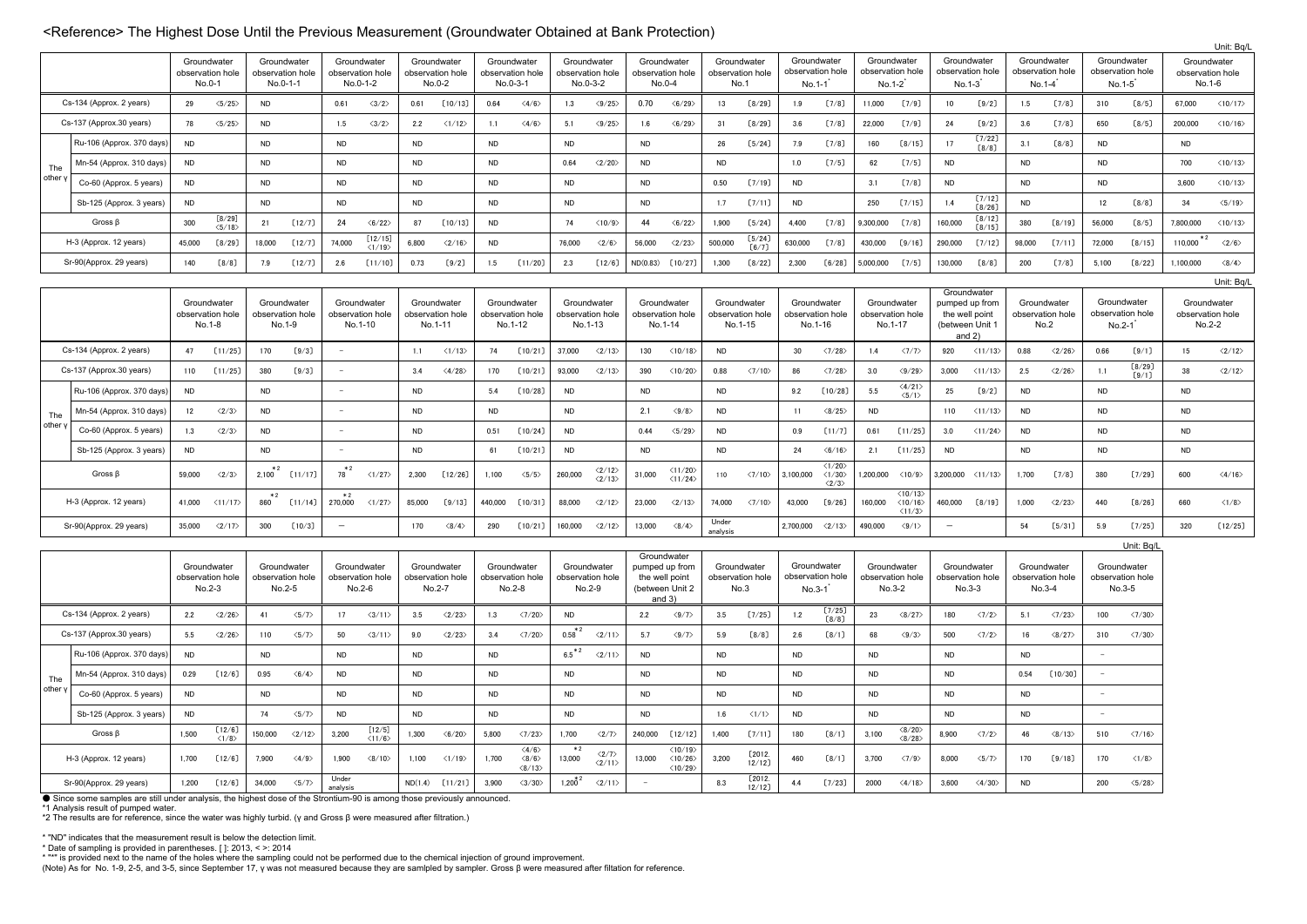# <Reference> The Highest Dose Until the Previous Measurement (Groundwater Obtained at Bank Protection)

Unit: Bq/L

| | | Groundwater observation hole No.0-1 | Groundwater observation hole No.0-1-1 | Groundwater observation hole No.0-1-2 | Groundwater observation hole No.0-2 | Groundwater observation hole No.0-3-1 | Groundwater observation hole No.0-3-2 | Groundwater observation hole No.0-4 | Groundwater observation hole No.1 | Groundwater observation hole No.1-1* | Groundwater observation hole No.1-2* | Groundwater observation hole No.1-3* | Groundwater observation hole No.1-4* | Groundwater observation hole No.1-5* | Groundwater observation hole No.1-6 |
|---|---|---|---|---|---|---|---|---|---|---|---|---|---|---|---|
| Cs-134 (Approx. 2 years) | | 29 <5/25> | ND | 0.61 <3/2> | 0.61 [10/13] | 0.64 <4/6> | 1.3 <9/25> | 0.70 <6/29> | 13 [8/29] | 1.9 [7/8] | 11,000 [7/9] | 10 [9/2] | 1.5 [7/8] | 310 [8/5] | 67,000 <10/17> |
| Cs-137 (Approx.30 years) | | 78 <5/25> | ND | 1.5 <3/2> | 2.2 <1/12> | 1.1 <4/6> | 5.1 <9/25> | 1.6 <6/29> | 31 [8/29] | 3.6 [7/8] | 22,000 [7/9] | 24 [9/2] | 3.6 [7/8] | 650 [8/5] | 200,000 <10/16> |
| The other γ | Ru-106 (Approx. 370 days) | ND | ND | ND | ND | ND | ND | ND | 26 [5/24] | 7.9 [7/8] | 160 [8/15] | 17 [7/22] [8/8] | 3.1 [8/8] | ND | ND |
| | Mn-54 (Approx. 310 days) | ND | ND | ND | ND | ND | 0.64 <2/20> | ND | ND | 1.0 [7/5] | 62 [7/5] | ND | ND | ND | 700 <10/13> |
| | Co-60 (Approx. 5 years) | ND | ND | ND | ND | ND | ND | ND | 0.50 [7/19] | ND | 3.1 [7/8] | ND | ND | ND | 3,600 <10/13> |
| | Sb-125 (Approx. 3 years) | ND | ND | ND | ND | ND | ND | ND | 1.7 [7/11] | ND | 250 [7/15] | 1.4 [7/12] [8/26] | ND | 12 [8/8] | 34 <5/19> |
| Gross β | | 300 [8/29] <5/18> | 21 [12/7] | 24 <6/22> | 87 [10/13] | ND | 74 <10/9> | 44 <6/22> | 1,900 [5/24] | 4,400 [7/8] | 9,300,000 [7/8] | 160,000 [8/12] [8/15] | 380 [8/19] | 56,000 [8/5] | 7,800,000 <10/13> |
| H-3 (Approx. 12 years) | | 45,000 [8/29] | 18,000 [12/7] | 74,000 [12/15] <1/19> | 6,800 <2/16> | ND | 76,000 <2/6> | 56,000 <2/23> | 500,000 [5/24] [6/7] | 630,000 [7/8] | 430,000 [9/16] | 290,000 [7/12] | 98,000 [7/11] | 72,000 [8/15] | 110,000 *2 <2/6> |
| Sr-90(Approx. 29 years) | | 140 [8/8] | 7.9 [12/7] | 2.6 [11/10] | 0.73 [9/2] | 1.5 [11/20] | 2.3 [12/6] | ND(0.83) [10/27] | 1,300 [8/22] | 2,300 [6/28] | 5,000,000 [7/5] | 130,000 [8/8] | 200 [7/8] | 5,100 [8/22] | 1,100,000 <8/4> |

Unit: Bq/L

| | | Groundwater observation hole No.1-8 | Groundwater observation hole No.1-9 | Groundwater observation hole No.1-10 | Groundwater observation hole No.1-11 | Groundwater observation hole No.1-12 | Groundwater observation hole No.1-13 | Groundwater observation hole No.1-14 | Groundwater observation hole No.1-15 | Groundwater observation hole No.1-16 | Groundwater observation hole No.1-17 | Groundwater pumped up from the well point (between Unit 1 and 2) | Groundwater observation hole No.2 | Groundwater observation hole No.2-1* | Groundwater observation hole No.2-2 |
|---|---|---|---|---|---|---|---|---|---|---|---|---|---|---|---|
| Cs-134 (Approx. 2 years) | | 47 [11/25] | 170 [9/3] | − | 1.1 <1/13> | 74 [10/21] | 37,000 <2/13> | 130 <10/18> | ND | 30 <7/28> | 1.4 <7/7> | 920 <11/13> | 0.88 <2/26> | 0.66 [9/1] | 15 <2/12> |
| Cs-137 (Approx.30 years) | | 110 [11/25] | 380 [9/3] | − | 3.4 <4/28> | 170 [10/21] | 93,000 <2/13> | 390 <10/20> | 0.88 <7/10> | 86 <7/28> | 3.0 <9/29> | 3,000 <11/13> | 2.5 <2/26> | 1.1 [8/29] [9/1] | 38 <2/12> |
| The other γ | Ru-106 (Approx. 370 days) | ND | ND | − | ND | 5.4 [10/28] | ND | ND | ND | 9.2 [10/28] | 5.5 <4/21> <5/1> | 25 [9/2] | ND | ND | ND |
| | Mn-54 (Approx. 310 days) | 12 <2/3> | ND | − | ND | ND | ND | 2.1 <9/8> | ND | 11 <8/25> | ND | 110 <11/13> | ND | ND | ND |
| | Co-60 (Approx. 5 years) | 1.3 <2/3> | ND | − | ND | 0.51 [10/24] | ND | 0.44 <5/29> | ND | 0.9 [11/7] | 0.61 [11/25] | 3.0 <11/24> | ND | ND | ND |
| | Sb-125 (Approx. 3 years) | ND | ND | − | ND | 61 [10/21] | ND | ND | ND | 24 <6/16> | 2.1 [11/25] | ND | ND | ND | ND |
| Gross β | | 59,000 <2/3> | 2,100 *2 [11/17] | 78 *2 <1/27> | 2,300 [12/26] | 1,100 <5/5> | 260,000 <2/12> <2/13> | 31,000 <11/20> <11/24> | 110 <7/10> | 3,100,000 <1/20> <1/30> <2/3> | 1,200,000 <10/9> | 3,200,000 <11/13> | 1,700 [7/8] | 380 [7/29] | 600 <4/16> |
| H-3 (Approx. 12 years) | | 41,000 <11/17> | 860 *2 [11/14] | 270,000 *2 <1/27> | 85,000 [9/13] | 440,000 [10/31] | 88,000 <2/12> | 23,000 <2/13> | 74,000 <7/10> | 43,000 [9/26] | 160,000 <10/13> <10/16> <11/3> | 460,000 [8/19] | 1,000 <2/23> | 440 [8/26] | 660 <1/8> |
| Sr-90(Approx. 29 years) | | 35,000 <2/17> | 300 [10/3] | − | 170 <8/4> | 290 [10/21] | 160,000 <2/12> | 13,000 <8/4> | Under analysis | 2,700,000 <2/13> | 490,000 <9/1> | − | 54 [5/31] | 5.9 [7/25] | 320 [12/25] |

Unit: Bq/L

| | | Groundwater observation hole No.2-3 | Groundwater observation hole No.2-5 | Groundwater observation hole No.2-6 | Groundwater observation hole No.2-7 | Groundwater observation hole No.2-8 | Groundwater observation hole No.2-9 | Groundwater pumped up from the well point (between Unit 2 and 3) | Groundwater observation hole No.3 | Groundwater observation hole No.3-1* | Groundwater observation hole No.3-2 | Groundwater observation hole No.3-3 | Groundwater observation hole No.3-4 | Groundwater observation hole No.3-5 |
|---|---|---|---|---|---|---|---|---|---|---|---|---|---|---|
| Cs-134 (Approx. 2 years) | | 2.2 <2/26> | 41 <5/7> | 17 <3/11> | 3.5 <2/23> | 1.3 <7/20> | ND | 2.2 <9/7> | 3.5 [7/25] | 1.2 [7/25] [8/8] | 23 <8/27> | 180 <7/2> | 5.1 <7/23> | 100 <7/30> |
| Cs-137 (Approx.30 years) | | 5.5 <2/26> | 110 <5/7> | 50 <3/11> | 9.0 <2/23> | 3.4 <7/20> | 0.58 *2 <2/11> | 5.7 <9/7> | 5.9 [8/8] | 2.6 [8/1] | 68 <9/3> | 500 <7/2> | 16 <8/27> | 310 <7/30> |
| The other γ | Ru-106 (Approx. 370 days) | ND | ND | ND | ND | ND | 6.5 *2 <2/11> | ND | ND | ND | ND | ND | ND | − |
| | Mn-54 (Approx. 310 days) | 0.29 [12/6] | 0.95 <6/4> | ND | ND | ND | ND | ND | ND | ND | ND | ND | 0.54 [10/30] | − |
| | Co-60 (Approx. 5 years) | ND | ND | ND | ND | ND | ND | ND | ND | ND | ND | ND | ND | − |
| | Sb-125 (Approx. 3 years) | ND | 74 <5/7> | ND | ND | ND | ND | ND | 1.6 <1/1> | ND | ND | ND | ND | − |
| Gross β | | 1,500 [12/6] <1/8> | 150,000 <2/12> | 3,200 [12/5] <11/6> | 1,300 <6/20> | 5,800 <7/23> | 1,700 <2/7> | 240,000 [12/12] | 1,400 [7/11] | 180 [8/1] | 3,100 <8/20> <8/28> | 8,900 <7/2> | 46 <8/13> | 510 <7/16> |
| H-3 (Approx. 12 years) | | 1,700 [12/6] | 7,900 <4/9> | 1,900 <8/10> | 1,100 <1/19> | 1,700 <4/6> <8/6> <8/13> | 13,000 *2 <2/7> <2/11> | 13,000 <10/19> <10/26> <10/29> | 3,200 [2012. 12/12] | 460 [8/1] | 3,700 <7/9> | 8,000 <5/7> | 170 [9/18] | 170 <1/8> |
| Sr-90(Approx. 29 years) | | 1,200 [12/6] | 34,000 <5/7> | Under analysis | ND(1.4) [11/21] | 3,900 <3/30> | 1,200 *2 <2/11> | − | 8.3 [2012. 12/12] | 4.4 [7/23] | 2000 <4/18> | 3,600 <4/30> | ND | 200 <5/28> |

● Since some samples are still under analysis, the highest dose of the Strontium-90 is among those previously announced.

*1 Analysis result of pumped water.

*2 The results are for reference, since the water was highly turbid. (γ and Gross β were measured after filtration.)

* "ND" indicates that the measurement result is below the detection limit.

* Date of sampling is provided in parentheses. [ ]: 2013, < >: 2014

* "*" is provided next to the name of the holes where the sampling could not be performed due to the chemical injection of ground improvement.

(Note) As for No. 1-9, 2-5, and 3-5, since September 17, γ was not measured because they are samlpled by sampler. Gross β were measured after filtation for reference.